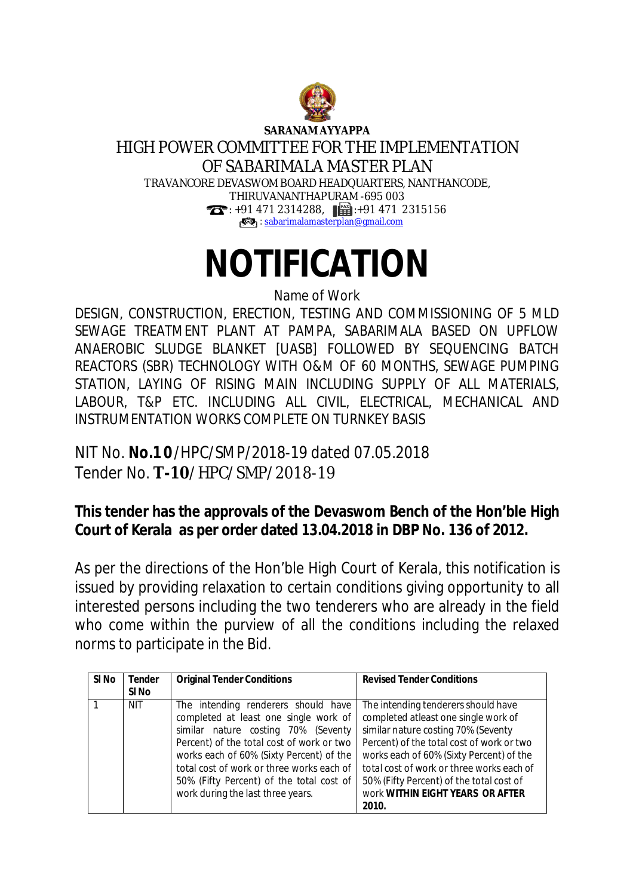**SARANAM AYYAPPA**

HIGH POWER COMMITTEE FOR THE IMPLEMENTATION OF SABARIMALA MASTER PLAN

TRAVANCORE DEVASWOM BOARD HEADQUARTERS, NANTHANCODE, THIRUVANANTHAPURAM -695 003

: +91 471 2314288, :+91 471 2315156

: sabarimalamasterplan@gmail.com

# NOTIFICATION

Name of Work

DESIGN, CONSTRUCTION, ERECTION, TESTING AND COMMISSIONING OF 5 MLD SEWAGE TREATMENT PLANT AT PAMPA, SABARIMALA BASED ON UPFLOW ANAEROBIC SLUDGE BLANKET [UASB] FOLLOWED BY SEQUENCING BATCH REACTORS (SBR) TECHNOLOGY WITH O&M OF 60 MONTHS, SEWAGE PUMPING STATION, LAYING OF RISING MAIN INCLUDING SUPPLY OF ALL MATERIALS, LABOUR, T&P ETC. INCLUDING ALL CIVIL, ELECTRICAL, MECHANICAL AND INSTRUMENTATION WORKS COMPLETE ON TURNKEY BASIS

NIT No. **No.10**/HPC/SMP/2018-19 dated 07.05.2018

Tender No. **T-10**/ HPC/ SMP/ 2018-19

**This tender has the approvals of the Devaswom Bench of the Hon'ble High Court of Kerala as per order dated 13.04.2018 in DBP No. 136 of 2012.**

As per the directions of the Hon'ble High Court of Kerala, this notification is issued by providing relaxation to certain conditions giving opportunity to all interested persons including the two tenderers who are already in the field who come within the purview of all the conditions including the relaxed norms to participate in the Bid.

| Sl No | Tender Sl No | Original Tender Conditions | Revised Tender Conditions |
|---|---|---|---|
| 1 | NIT | The intending renderers should have completed at least one single work of similar nature costing 70% (Seventy Percent) of the total cost of work or two works each of 60% (Sixty Percent) of the total cost of work or three works each of 50% (Fifty Percent) of the total cost of work during the last three years. | The intending tenderers should have completed atleast one single work of similar nature costing 70% (Seventy Percent) of the total cost of work or two works each of 60% (Sixty Percent) of the total cost of work or three works each of 50% (Fifty Percent) of the total cost of work **WITHIN EIGHT YEARS OR AFTER 2010.** |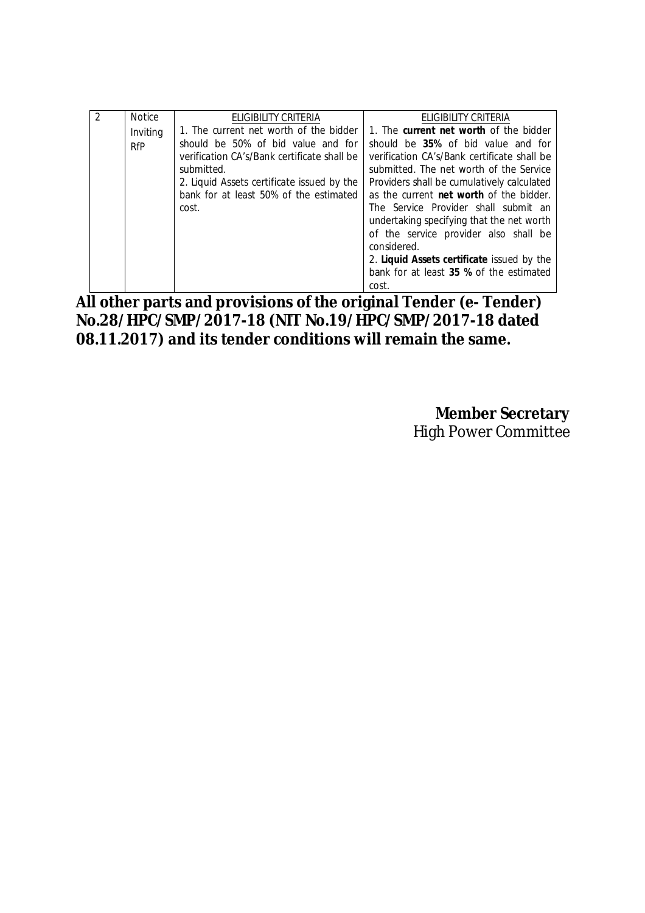| | | | |
|---|---|---|---|
| 2 | Notice Inviting RfP | ELIGIBILITY CRITERIA<br>1. The current net worth of the bidder should be 50% of bid value and for verification CA's/Bank certificate shall be submitted.<br>2. Liquid Assets certificate issued by the bank for at least 50% of the estimated cost. | ELIGIBILITY CRITERIA<br>1. The **current net worth** of the bidder should be **35%** of bid value and for verification CA's/Bank certificate shall be submitted. The net worth of the Service Providers shall be cumulatively calculated as the current **net worth** of the bidder. The Service Provider shall submit an undertaking specifying that the net worth of the service provider also shall be considered.<br>2. **Liquid Assets certificate** issued by the bank for at least **35 %** of the estimated cost. |

**All other parts and provisions of the original Tender (e- Tender) No.28/HPC/SMP/2017-18 (NIT No.19/HPC/SMP/2017-18 dated 08.11.2017) and its tender conditions will remain the same.**

**Member Secretary**
High Power Committee